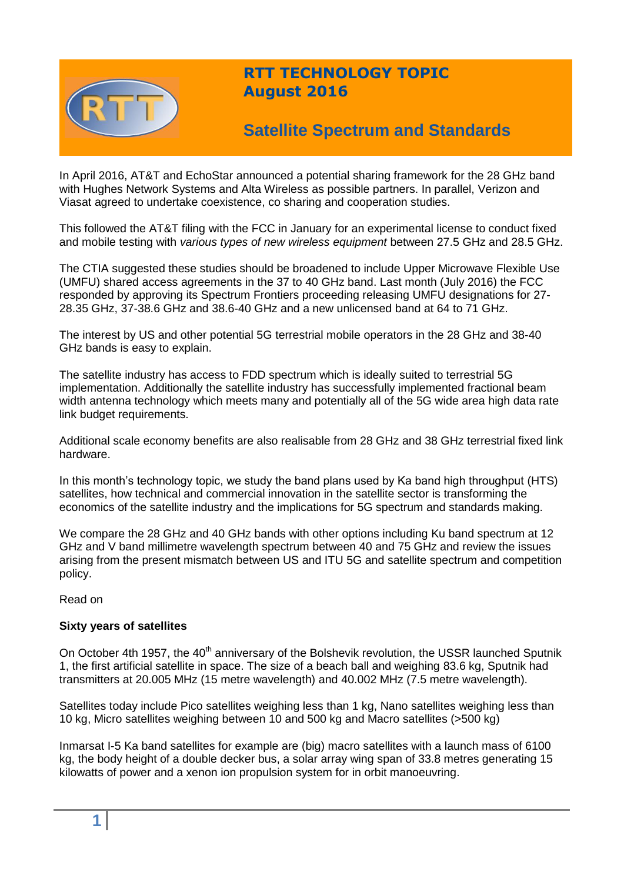# RTT TECHNOLOGY TOPIC
## August 2016

## Satellite Spectrum and Standards

In April 2016, AT&T and EchoStar announced a potential sharing framework for the 28 GHz band with Hughes Network Systems and Alta Wireless as possible partners. In parallel, Verizon and Viasat agreed to undertake coexistence, co sharing and cooperation studies.

This followed the AT&T filing with the FCC in January for an experimental license to conduct fixed and mobile testing with *various types of new wireless equipment* between 27.5 GHz and 28.5 GHz.

The CTIA suggested these studies should be broadened to include Upper Microwave Flexible Use (UMFU) shared access agreements in the 37 to 40 GHz band. Last month (July 2016) the FCC responded by approving its Spectrum Frontiers proceeding releasing UMFU designations for 27-28.35 GHz, 37-38.6 GHz and 38.6-40 GHz and a new unlicensed band at 64 to 71 GHz.

The interest by US and other potential 5G terrestrial mobile operators in the 28 GHz and 38-40 GHz bands is easy to explain.

The satellite industry has access to FDD spectrum which is ideally suited to terrestrial 5G implementation. Additionally the satellite industry has successfully implemented fractional beam width antenna technology which meets many and potentially all of the 5G wide area high data rate link budget requirements.

Additional scale economy benefits are also realisable from 28 GHz and 38 GHz terrestrial fixed link hardware.

In this month's technology topic, we study the band plans used by Ka band high throughput (HTS) satellites, how technical and commercial innovation in the satellite sector is transforming the economics of the satellite industry and the implications for 5G spectrum and standards making.

We compare the 28 GHz and 40 GHz bands with other options including Ku band spectrum at 12 GHz and V band millimetre wavelength spectrum between 40 and 75 GHz and review the issues arising from the present mismatch between US and ITU 5G and satellite spectrum and competition policy.

Read on

**Sixty years of satellites**

On October 4th 1957, the 40th anniversary of the Bolshevik revolution, the USSR launched Sputnik 1, the first artificial satellite in space. The size of a beach ball and weighing 83.6 kg, Sputnik had transmitters at 20.005 MHz (15 metre wavelength) and 40.002 MHz (7.5 metre wavelength).

Satellites today include Pico satellites weighing less than 1 kg, Nano satellites weighing less than 10 kg, Micro satellites weighing between 10 and 500 kg and Macro satellites (>500 kg)

Inmarsat I-5 Ka band satellites for example are (big) macro satellites with a launch mass of 6100 kg, the body height of a double decker bus, a solar array wing span of 33.8 metres generating 15 kilowatts of power and a xenon ion propulsion system for in orbit manoeuvring.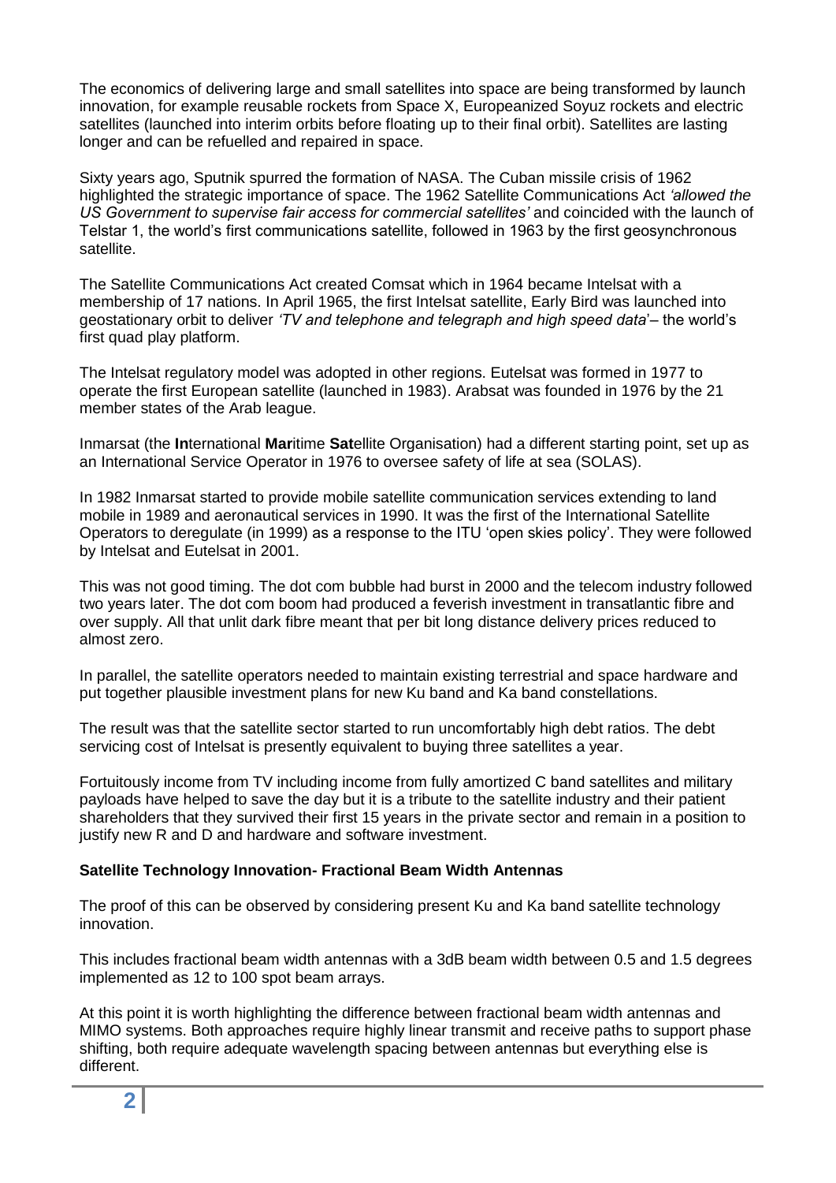The economics of delivering large and small satellites into space are being transformed by launch innovation, for example reusable rockets from Space X, Europeanized Soyuz rockets and electric satellites (launched into interim orbits before floating up to their final orbit). Satellites are lasting longer and can be refuelled and repaired in space.

Sixty years ago, Sputnik spurred the formation of NASA. The Cuban missile crisis of 1962 highlighted the strategic importance of space. The 1962 Satellite Communications Act *'allowed the US Government to supervise fair access for commercial satellites'* and coincided with the launch of Telstar 1, the world's first communications satellite, followed in 1963 by the first geosynchronous satellite.

The Satellite Communications Act created Comsat which in 1964 became Intelsat with a membership of 17 nations. In April 1965, the first Intelsat satellite, Early Bird was launched into geostationary orbit to deliver *'TV and telephone and telegraph and high speed data'*– the world's first quad play platform.

The Intelsat regulatory model was adopted in other regions. Eutelsat was formed in 1977 to operate the first European satellite (launched in 1983). Arabsat was founded in 1976 by the 21 member states of the Arab league.

Inmarsat (the **In**ternational **Mar**itime **Sat**ellite Organisation) had a different starting point, set up as an International Service Operator in 1976 to oversee safety of life at sea (SOLAS).

In 1982 Inmarsat started to provide mobile satellite communication services extending to land mobile in 1989 and aeronautical services in 1990. It was the first of the International Satellite Operators to deregulate (in 1999) as a response to the ITU 'open skies policy'. They were followed by Intelsat and Eutelsat in 2001.

This was not good timing. The dot com bubble had burst in 2000 and the telecom industry followed two years later. The dot com boom had produced a feverish investment in transatlantic fibre and over supply. All that unlit dark fibre meant that per bit long distance delivery prices reduced to almost zero.

In parallel, the satellite operators needed to maintain existing terrestrial and space hardware and put together plausible investment plans for new Ku band and Ka band constellations.

The result was that the satellite sector started to run uncomfortably high debt ratios. The debt servicing cost of Intelsat is presently equivalent to buying three satellites a year.

Fortuitously income from TV including income from fully amortized C band satellites and military payloads have helped to save the day but it is a tribute to the satellite industry and their patient shareholders that they survived their first 15 years in the private sector and remain in a position to justify new R and D and hardware and software investment.

**Satellite Technology Innovation- Fractional Beam Width Antennas**

The proof of this can be observed by considering present Ku and Ka band satellite technology innovation.

This includes fractional beam width antennas with a 3dB beam width between 0.5 and 1.5 degrees implemented as 12 to 100 spot beam arrays.

At this point it is worth highlighting the difference between fractional beam width antennas and MIMO systems. Both approaches require highly linear transmit and receive paths to support phase shifting, both require adequate wavelength spacing between antennas but everything else is different.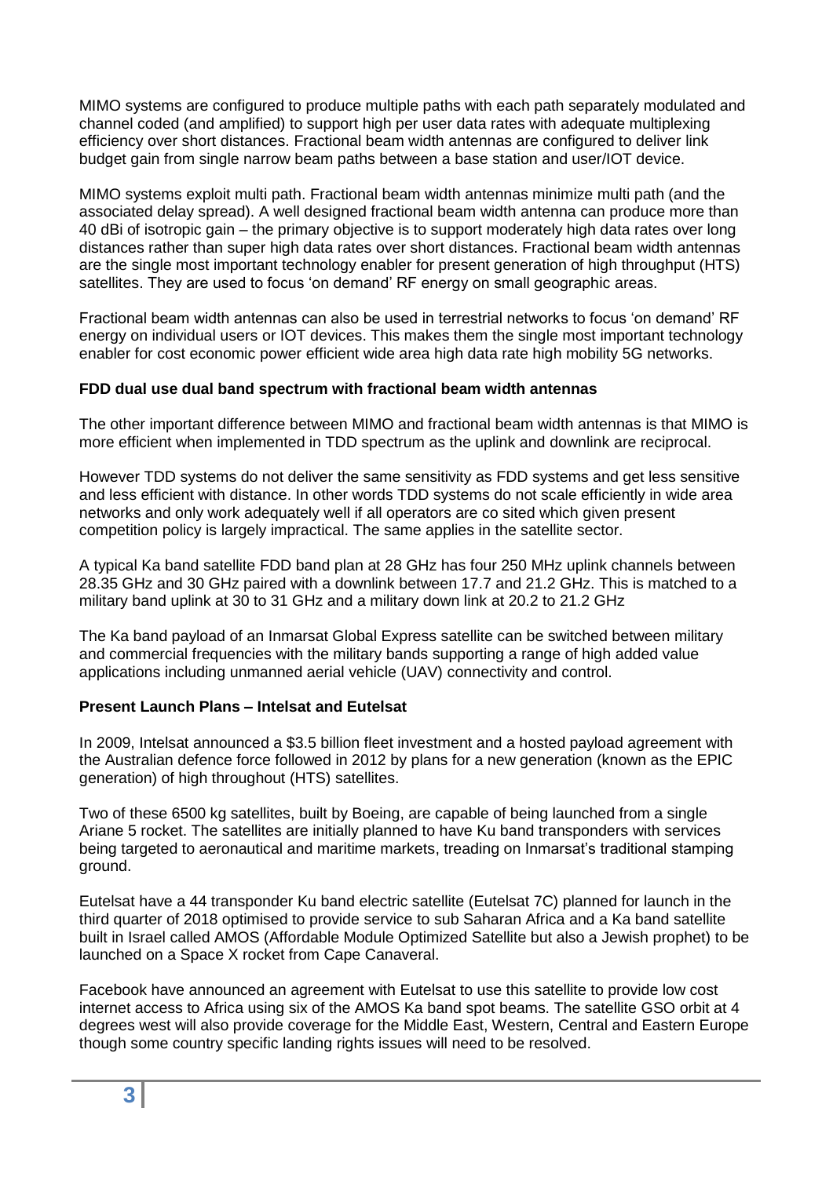MIMO systems are configured to produce multiple paths with each path separately modulated and channel coded (and amplified) to support high per user data rates with adequate multiplexing efficiency over short distances. Fractional beam width antennas are configured to deliver link budget gain from single narrow beam paths between a base station and user/IOT device.

MIMO systems exploit multi path. Fractional beam width antennas minimize multi path (and the associated delay spread). A well designed fractional beam width antenna can produce more than 40 dBi of isotropic gain – the primary objective is to support moderately high data rates over long distances rather than super high data rates over short distances. Fractional beam width antennas are the single most important technology enabler for present generation of high throughput (HTS) satellites. They are used to focus 'on demand' RF energy on small geographic areas.

Fractional beam width antennas can also be used in terrestrial networks to focus 'on demand' RF energy on individual users or IOT devices. This makes them the single most important technology enabler for cost economic power efficient wide area high data rate high mobility 5G networks.

**FDD dual use dual band spectrum with fractional beam width antennas**

The other important difference between MIMO and fractional beam width antennas is that MIMO is more efficient when implemented in TDD spectrum as the uplink and downlink are reciprocal.

However TDD systems do not deliver the same sensitivity as FDD systems and get less sensitive and less efficient with distance. In other words TDD systems do not scale efficiently in wide area networks and only work adequately well if all operators are co sited which given present competition policy is largely impractical. The same applies in the satellite sector.

A typical Ka band satellite FDD band plan at 28 GHz has four 250 MHz uplink channels between 28.35 GHz and 30 GHz paired with a downlink between 17.7 and 21.2 GHz. This is matched to a military band uplink at 30 to 31 GHz and a military down link at 20.2 to 21.2 GHz

The Ka band payload of an Inmarsat Global Express satellite can be switched between military and commercial frequencies with the military bands supporting a range of high added value applications including unmanned aerial vehicle (UAV) connectivity and control.

**Present Launch Plans – Intelsat and Eutelsat**

In 2009, Intelsat announced a $3.5 billion fleet investment and a hosted payload agreement with the Australian defence force followed in 2012 by plans for a new generation (known as the EPIC generation) of high throughout (HTS) satellites.

Two of these 6500 kg satellites, built by Boeing, are capable of being launched from a single Ariane 5 rocket. The satellites are initially planned to have Ku band transponders with services being targeted to aeronautical and maritime markets, treading on Inmarsat's traditional stamping ground.

Eutelsat have a 44 transponder Ku band electric satellite (Eutelsat 7C) planned for launch in the third quarter of 2018 optimised to provide service to sub Saharan Africa and a Ka band satellite built in Israel called AMOS (Affordable Module Optimized Satellite but also a Jewish prophet) to be launched on a Space X rocket from Cape Canaveral.

Facebook have announced an agreement with Eutelsat to use this satellite to provide low cost internet access to Africa using six of the AMOS Ka band spot beams. The satellite GSO orbit at 4 degrees west will also provide coverage for the Middle East, Western, Central and Eastern Europe though some country specific landing rights issues will need to be resolved.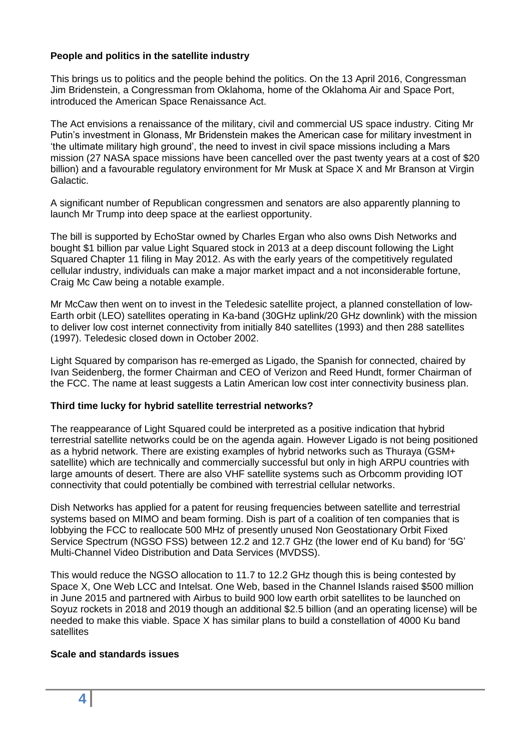**People and politics in the satellite industry**

This brings us to politics and the people behind the politics. On the 13 April 2016, Congressman Jim Bridenstein, a Congressman from Oklahoma, home of the Oklahoma Air and Space Port, introduced the American Space Renaissance Act.

The Act envisions a renaissance of the military, civil and commercial US space industry. Citing Mr Putin's investment in Glonass, Mr Bridenstein makes the American case for military investment in 'the ultimate military high ground', the need to invest in civil space missions including a Mars mission (27 NASA space missions have been cancelled over the past twenty years at a cost of $20 billion) and a favourable regulatory environment for Mr Musk at Space X and Mr Branson at Virgin Galactic.

A significant number of Republican congressmen and senators are also apparently planning to launch Mr Trump into deep space at the earliest opportunity.

The bill is supported by EchoStar owned by Charles Ergan who also owns Dish Networks and bought $1 billion par value Light Squared stock in 2013 at a deep discount following the Light Squared Chapter 11 filing in May 2012. As with the early years of the competitively regulated cellular industry, individuals can make a major market impact and a not inconsiderable fortune, Craig Mc Caw being a notable example.

Mr McCaw then went on to invest in the Teledesic satellite project, a planned constellation of low-Earth orbit (LEO) satellites operating in Ka-band (30GHz uplink/20 GHz downlink) with the mission to deliver low cost internet connectivity from initially 840 satellites (1993) and then 288 satellites (1997). Teledesic closed down in October 2002.

Light Squared by comparison has re-emerged as Ligado, the Spanish for connected, chaired by Ivan Seidenberg, the former Chairman and CEO of Verizon and Reed Hundt, former Chairman of the FCC. The name at least suggests a Latin American low cost inter connectivity business plan.

**Third time lucky for hybrid satellite terrestrial networks?**

The reappearance of Light Squared could be interpreted as a positive indication that hybrid terrestrial satellite networks could be on the agenda again. However Ligado is not being positioned as a hybrid network. There are existing examples of hybrid networks such as Thuraya (GSM+ satellite) which are technically and commercially successful but only in high ARPU countries with large amounts of desert. There are also VHF satellite systems such as Orbcomm providing IOT connectivity that could potentially be combined with terrestrial cellular networks.

Dish Networks has applied for a patent for reusing frequencies between satellite and terrestrial systems based on MIMO and beam forming. Dish is part of a coalition of ten companies that is lobbying the FCC to reallocate 500 MHz of presently unused Non Geostationary Orbit Fixed Service Spectrum (NGSO FSS) between 12.2 and 12.7 GHz (the lower end of Ku band) for '5G' Multi-Channel Video Distribution and Data Services (MVDSS).

This would reduce the NGSO allocation to 11.7 to 12.2 GHz though this is being contested by Space X, One Web LCC and Intelsat. One Web, based in the Channel Islands raised $500 million in June 2015 and partnered with Airbus to build 900 low earth orbit satellites to be launched on Soyuz rockets in 2018 and 2019 though an additional $2.5 billion (and an operating license) will be needed to make this viable. Space X has similar plans to build a constellation of 4000 Ku band satellites

**Scale and standards issues**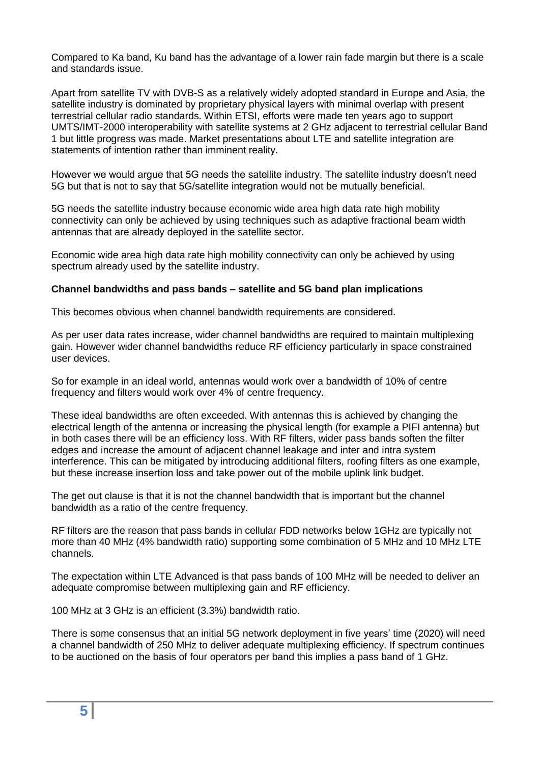Compared to Ka band, Ku band has the advantage of a lower rain fade margin but there is a scale and standards issue.

Apart from satellite TV with DVB-S as a relatively widely adopted standard in Europe and Asia, the satellite industry is dominated by proprietary physical layers with minimal overlap with present terrestrial cellular radio standards. Within ETSI, efforts were made ten years ago to support UMTS/IMT-2000 interoperability with satellite systems at 2 GHz adjacent to terrestrial cellular Band 1 but little progress was made. Market presentations about LTE and satellite integration are statements of intention rather than imminent reality.

However we would argue that 5G needs the satellite industry. The satellite industry doesn't need 5G but that is not to say that 5G/satellite integration would not be mutually beneficial.

5G needs the satellite industry because economic wide area high data rate high mobility connectivity can only be achieved by using techniques such as adaptive fractional beam width antennas that are already deployed in the satellite sector.

Economic wide area high data rate high mobility connectivity can only be achieved by using spectrum already used by the satellite industry.

**Channel bandwidths and pass bands – satellite and 5G band plan implications**

This becomes obvious when channel bandwidth requirements are considered.

As per user data rates increase, wider channel bandwidths are required to maintain multiplexing gain. However wider channel bandwidths reduce RF efficiency particularly in space constrained user devices.

So for example in an ideal world, antennas would work over a bandwidth of 10% of centre frequency and filters would work over 4% of centre frequency.

These ideal bandwidths are often exceeded. With antennas this is achieved by changing the electrical length of the antenna or increasing the physical length (for example a PIFI antenna) but in both cases there will be an efficiency loss. With RF filters, wider pass bands soften the filter edges and increase the amount of adjacent channel leakage and inter and intra system interference. This can be mitigated by introducing additional filters, roofing filters as one example, but these increase insertion loss and take power out of the mobile uplink link budget.

The get out clause is that it is not the channel bandwidth that is important but the channel bandwidth as a ratio of the centre frequency.

RF filters are the reason that pass bands in cellular FDD networks below 1GHz are typically not more than 40 MHz (4% bandwidth ratio) supporting some combination of 5 MHz and 10 MHz LTE channels.

The expectation within LTE Advanced is that pass bands of 100 MHz will be needed to deliver an adequate compromise between multiplexing gain and RF efficiency.

100 MHz at 3 GHz is an efficient (3.3%) bandwidth ratio.

There is some consensus that an initial 5G network deployment in five years' time (2020) will need a channel bandwidth of 250 MHz to deliver adequate multiplexing efficiency. If spectrum continues to be auctioned on the basis of four operators per band this implies a pass band of 1 GHz.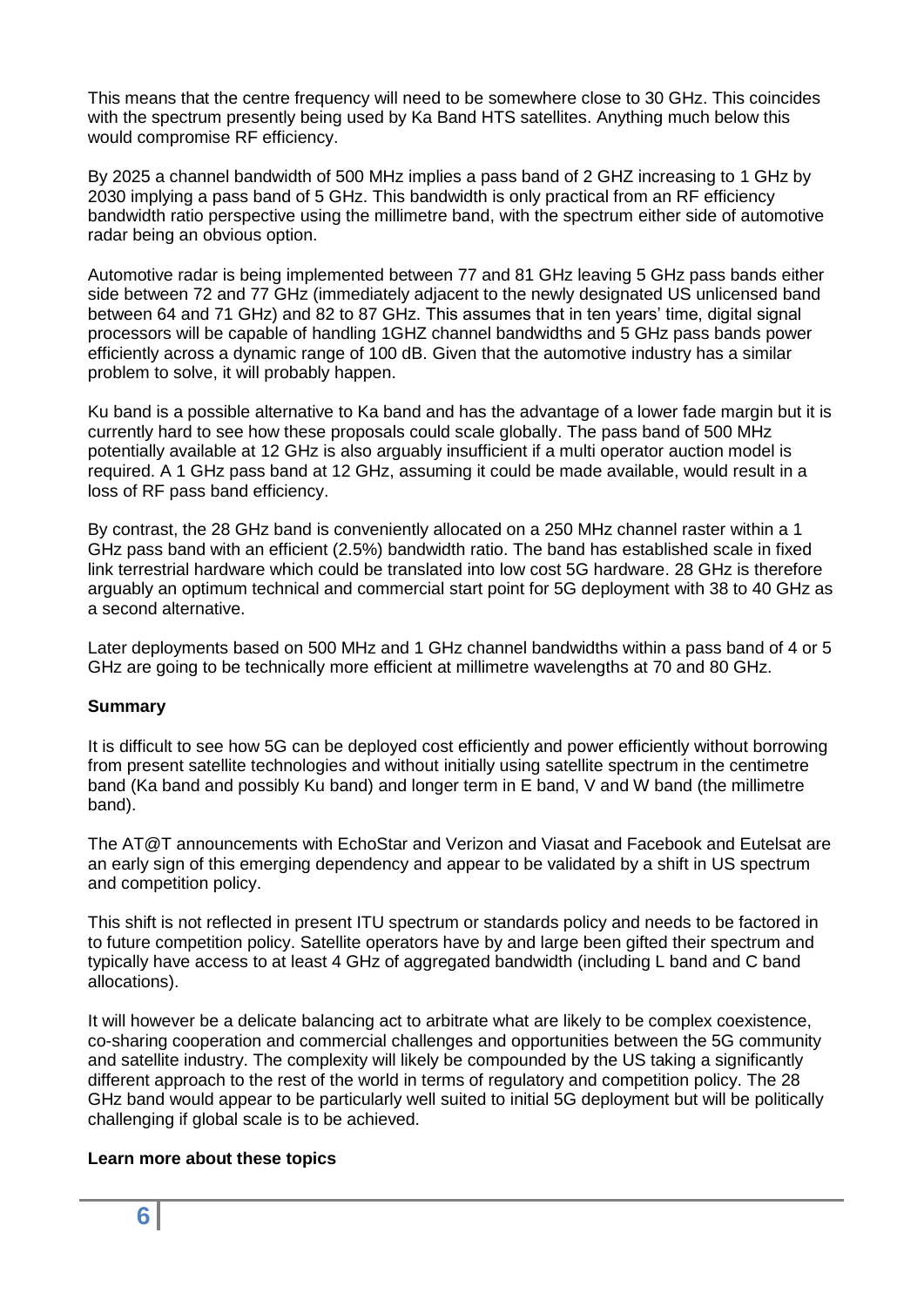This means that the centre frequency will need to be somewhere close to 30 GHz. This coincides with the spectrum presently being used by Ka Band HTS satellites. Anything much below this would compromise RF efficiency.

By 2025 a channel bandwidth of 500 MHz implies a pass band of 2 GHZ increasing to 1 GHz by 2030 implying a pass band of 5 GHz. This bandwidth is only practical from an RF efficiency bandwidth ratio perspective using the millimetre band, with the spectrum either side of automotive radar being an obvious option.

Automotive radar is being implemented between 77 and 81 GHz leaving 5 GHz pass bands either side between 72 and 77 GHz (immediately adjacent to the newly designated US unlicensed band between 64 and 71 GHz) and 82 to 87 GHz. This assumes that in ten years' time, digital signal processors will be capable of handling 1GHZ channel bandwidths and 5 GHz pass bands power efficiently across a dynamic range of 100 dB. Given that the automotive industry has a similar problem to solve, it will probably happen.

Ku band is a possible alternative to Ka band and has the advantage of a lower fade margin but it is currently hard to see how these proposals could scale globally. The pass band of 500 MHz potentially available at 12 GHz is also arguably insufficient if a multi operator auction model is required. A 1 GHz pass band at 12 GHz, assuming it could be made available, would result in a loss of RF pass band efficiency.

By contrast, the 28 GHz band is conveniently allocated on a 250 MHz channel raster within a 1 GHz pass band with an efficient (2.5%) bandwidth ratio. The band has established scale in fixed link terrestrial hardware which could be translated into low cost 5G hardware. 28 GHz is therefore arguably an optimum technical and commercial start point for 5G deployment with 38 to 40 GHz as a second alternative.

Later deployments based on 500 MHz and 1 GHz channel bandwidths within a pass band of 4 or 5 GHz are going to be technically more efficient at millimetre wavelengths at 70 and 80 GHz.

**Summary**

It is difficult to see how 5G can be deployed cost efficiently and power efficiently without borrowing from present satellite technologies and without initially using satellite spectrum in the centimetre band (Ka band and possibly Ku band) and longer term in E band, V and W band (the millimetre band).

The AT@T announcements with EchoStar and Verizon and Viasat and Facebook and Eutelsat are an early sign of this emerging dependency and appear to be validated by a shift in US spectrum and competition policy.

This shift is not reflected in present ITU spectrum or standards policy and needs to be factored in to future competition policy. Satellite operators have by and large been gifted their spectrum and typically have access to at least 4 GHz of aggregated bandwidth (including L band and C band allocations).

It will however be a delicate balancing act to arbitrate what are likely to be complex coexistence, co-sharing cooperation and commercial challenges and opportunities between the 5G community and satellite industry. The complexity will likely be compounded by the US taking a significantly different approach to the rest of the world in terms of regulatory and competition policy. The 28 GHz band would appear to be particularly well suited to initial 5G deployment but will be politically challenging if global scale is to be achieved.

**Learn more about these topics**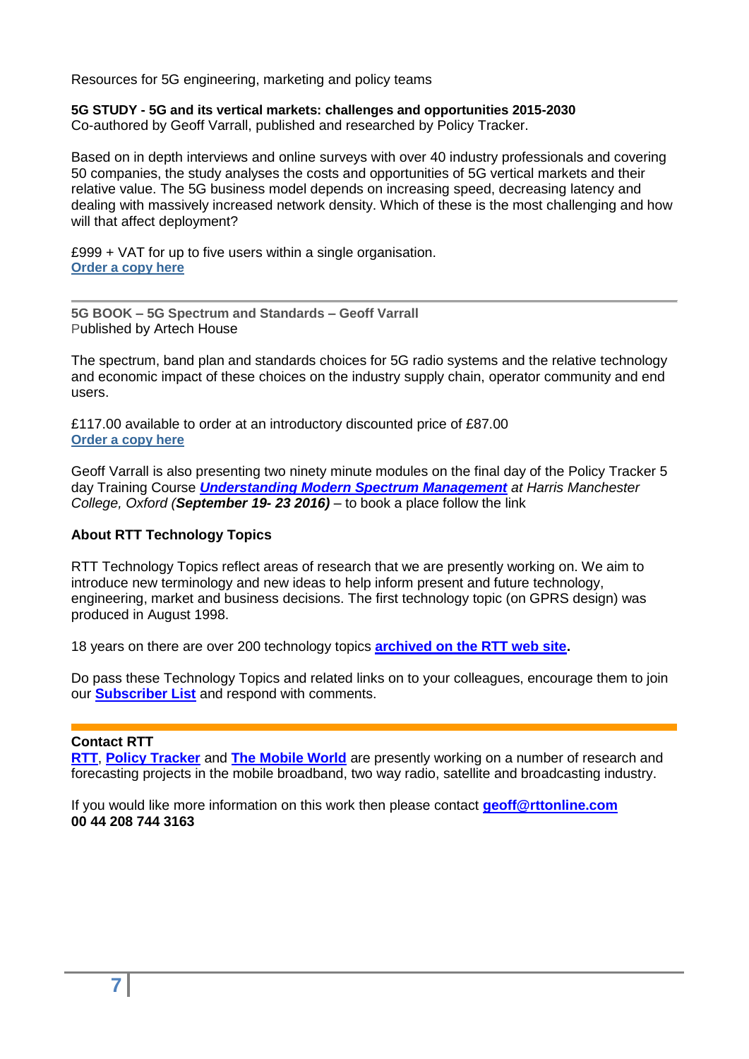Resources for 5G engineering, marketing and policy teams

**5G STUDY - 5G and its vertical markets: challenges and opportunities 2015-2030**
Co-authored by Geoff Varrall, published and researched by Policy Tracker.

Based on in depth interviews and online surveys with over 40 industry professionals and covering 50 companies, the study analyses the costs and opportunities of 5G vertical markets and their relative value. The 5G business model depends on increasing speed, decreasing latency and dealing with massively increased network density. Which of these is the most challenging and how will that affect deployment?

£999 + VAT for up to five users within a single organisation.
**Order a copy here**

---

**5G BOOK – 5G Spectrum and Standards – Geoff Varrall**
Published by Artech House

The spectrum, band plan and standards choices for 5G radio systems and the relative technology and economic impact of these choices on the industry supply chain, operator community and end users.

£117.00 available to order at an introductory discounted price of £87.00
**Order a copy here**

Geoff Varrall is also presenting two ninety minute modules on the final day of the Policy Tracker 5 day Training Course ***Understanding Modern Spectrum Management*** *at Harris Manchester College, Oxford (**September 19- 23 2016)*** – to book a place follow the link

**About RTT Technology Topics**

RTT Technology Topics reflect areas of research that we are presently working on. We aim to introduce new terminology and new ideas to help inform present and future technology, engineering, market and business decisions. The first technology topic (on GPRS design) was produced in August 1998.

18 years on there are over 200 technology topics **archived on the RTT web site.**

Do pass these Technology Topics and related links on to your colleagues, encourage them to join our **Subscriber List** and respond with comments.

---

**Contact RTT**
**RTT**, **Policy Tracker** and **The Mobile World** are presently working on a number of research and forecasting projects in the mobile broadband, two way radio, satellite and broadcasting industry.

If you would like more information on this work then please contact **geoff@rttonline.com**
**00 44 208 744 3163**